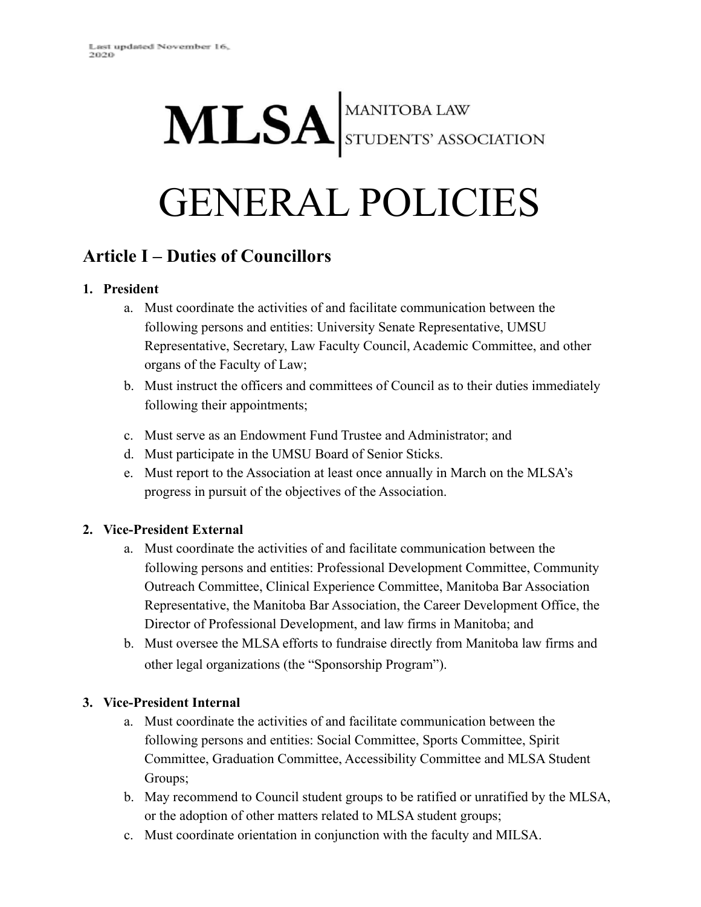Last updated November 16, 2020

MLSA | MANITOBA LAW STUDENTS' ASSOCIATION

# GENERAL POLICIES

## Article I – Duties of Councillors

1. **President**
   a. Must coordinate the activities of and facilitate communication between the following persons and entities: University Senate Representative, UMSU Representative, Secretary, Law Faculty Council, Academic Committee, and other organs of the Faculty of Law;
   b. Must instruct the officers and committees of Council as to their duties immediately following their appointments;
   c. Must serve as an Endowment Fund Trustee and Administrator; and
   d. Must participate in the UMSU Board of Senior Sticks.
   e. Must report to the Association at least once annually in March on the MLSA's progress in pursuit of the objectives of the Association.

2. **Vice-President External**
   a. Must coordinate the activities of and facilitate communication between the following persons and entities: Professional Development Committee, Community Outreach Committee, Clinical Experience Committee, Manitoba Bar Association Representative, the Manitoba Bar Association, the Career Development Office, the Director of Professional Development, and law firms in Manitoba; and
   b. Must oversee the MLSA efforts to fundraise directly from Manitoba law firms and other legal organizations (the "Sponsorship Program").

3. **Vice-President Internal**
   a. Must coordinate the activities of and facilitate communication between the following persons and entities: Social Committee, Sports Committee, Spirit Committee, Graduation Committee, Accessibility Committee and MLSA Student Groups;
   b. May recommend to Council student groups to be ratified or unratified by the MLSA, or the adoption of other matters related to MLSA student groups;
   c. Must coordinate orientation in conjunction with the faculty and MILSA.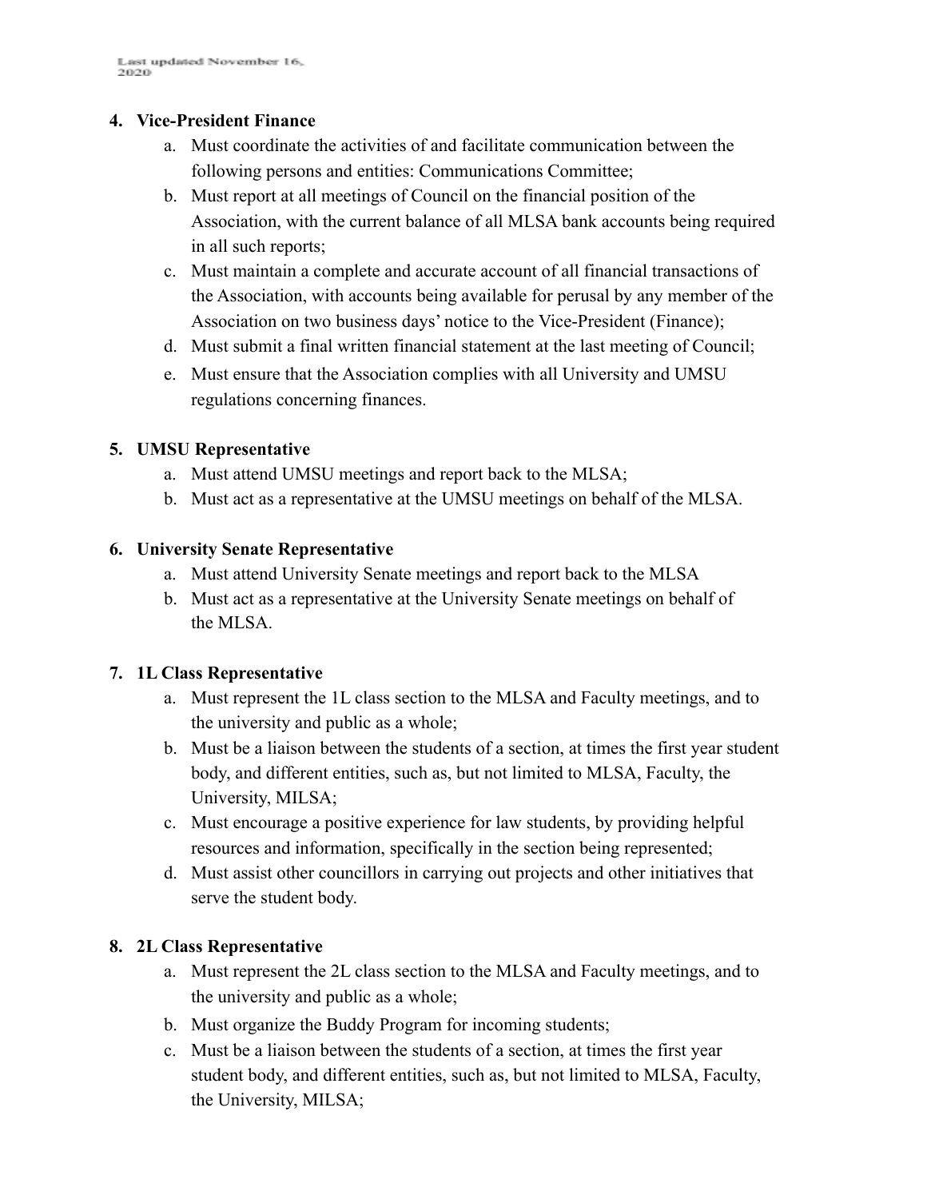**4. Vice-President Finance**

a. Must coordinate the activities of and facilitate communication between the following persons and entities: Communications Committee;

b. Must report at all meetings of Council on the financial position of the Association, with the current balance of all MLSA bank accounts being required in all such reports;

c. Must maintain a complete and accurate account of all financial transactions of the Association, with accounts being available for perusal by any member of the Association on two business days' notice to the Vice-President (Finance);

d. Must submit a final written financial statement at the last meeting of Council;

e. Must ensure that the Association complies with all University and UMSU regulations concerning finances.

**5. UMSU Representative**

a. Must attend UMSU meetings and report back to the MLSA;

b. Must act as a representative at the UMSU meetings on behalf of the MLSA.

**6. University Senate Representative**

a. Must attend University Senate meetings and report back to the MLSA

b. Must act as a representative at the University Senate meetings on behalf of the MLSA.

**7. 1L Class Representative**

a. Must represent the 1L class section to the MLSA and Faculty meetings, and to the university and public as a whole;

b. Must be a liaison between the students of a section, at times the first year student body, and different entities, such as, but not limited to MLSA, Faculty, the University, MILSA;

c. Must encourage a positive experience for law students, by providing helpful resources and information, specifically in the section being represented;

d. Must assist other councillors in carrying out projects and other initiatives that serve the student body.

**8. 2L Class Representative**

a. Must represent the 2L class section to the MLSA and Faculty meetings, and to the university and public as a whole;

b. Must organize the Buddy Program for incoming students;

c. Must be a liaison between the students of a section, at times the first year student body, and different entities, such as, but not limited to MLSA, Faculty, the University, MILSA;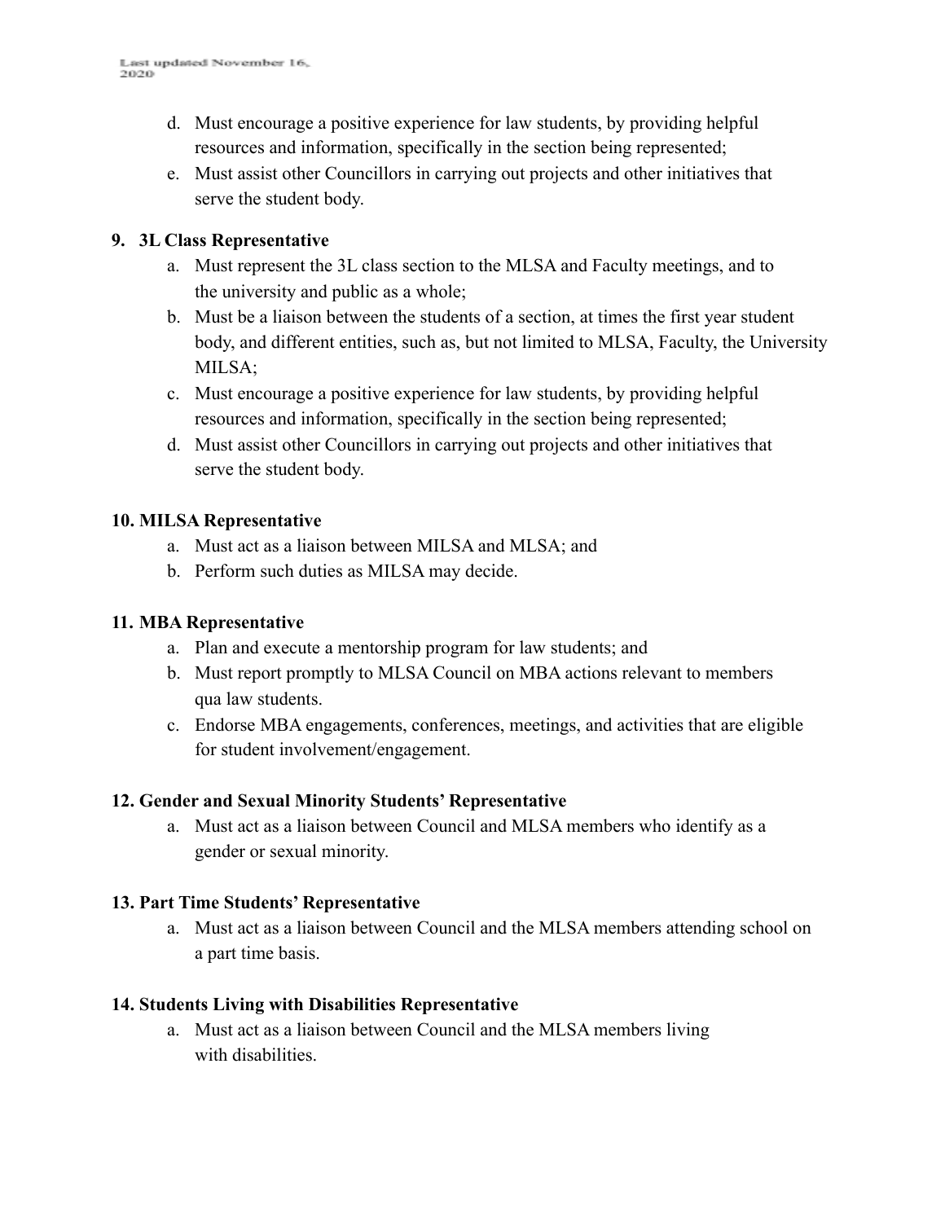d. Must encourage a positive experience for law students, by providing helpful resources and information, specifically in the section being represented;
e. Must assist other Councillors in carrying out projects and other initiatives that serve the student body.

**9. 3L Class Representative**

a. Must represent the 3L class section to the MLSA and Faculty meetings, and to the university and public as a whole;
b. Must be a liaison between the students of a section, at times the first year student body, and different entities, such as, but not limited to MLSA, Faculty, the University MILSA;
c. Must encourage a positive experience for law students, by providing helpful resources and information, specifically in the section being represented;
d. Must assist other Councillors in carrying out projects and other initiatives that serve the student body.

**10. MILSA Representative**

a. Must act as a liaison between MILSA and MLSA; and
b. Perform such duties as MILSA may decide.

**11. MBA Representative**

a. Plan and execute a mentorship program for law students; and
b. Must report promptly to MLSA Council on MBA actions relevant to members qua law students.
c. Endorse MBA engagements, conferences, meetings, and activities that are eligible for student involvement/engagement.

**12. Gender and Sexual Minority Students' Representative**

a. Must act as a liaison between Council and MLSA members who identify as a gender or sexual minority.

**13. Part Time Students' Representative**

a. Must act as a liaison between Council and the MLSA members attending school on a part time basis.

**14. Students Living with Disabilities Representative**

a. Must act as a liaison between Council and the MLSA members living with disabilities.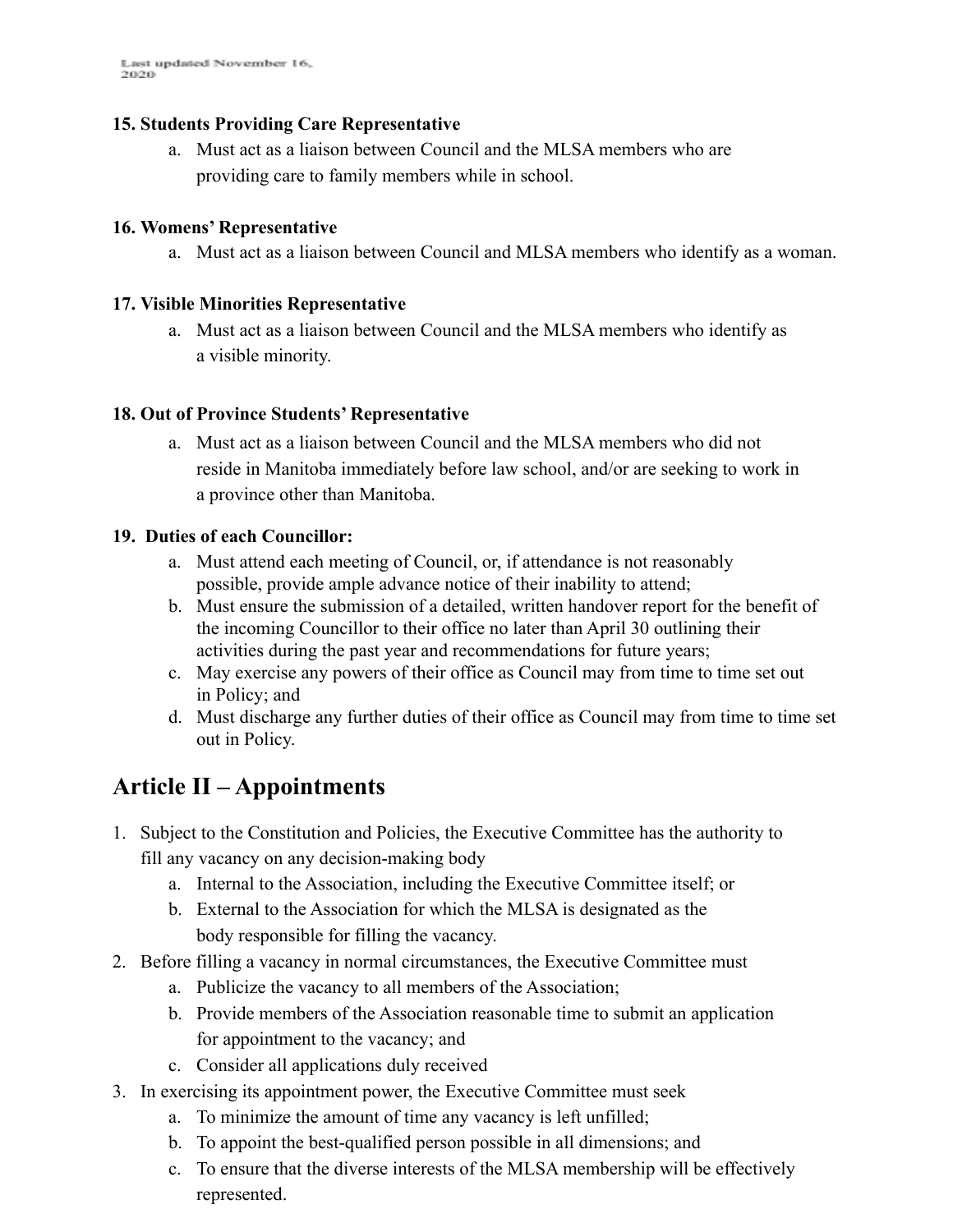**15. Students Providing Care Representative**

a. Must act as a liaison between Council and the MLSA members who are providing care to family members while in school.

**16. Womens' Representative**

a. Must act as a liaison between Council and MLSA members who identify as a woman.

**17. Visible Minorities Representative**

a. Must act as a liaison between Council and the MLSA members who identify as a visible minority.

**18. Out of Province Students' Representative**

a. Must act as a liaison between Council and the MLSA members who did not reside in Manitoba immediately before law school, and/or are seeking to work in a province other than Manitoba.

**19. Duties of each Councillor:**

a. Must attend each meeting of Council, or, if attendance is not reasonably possible, provide ample advance notice of their inability to attend;
b. Must ensure the submission of a detailed, written handover report for the benefit of the incoming Councillor to their office no later than April 30 outlining their activities during the past year and recommendations for future years;
c. May exercise any powers of their office as Council may from time to time set out in Policy; and
d. Must discharge any further duties of their office as Council may from time to time set out in Policy.

# Article II – Appointments

1. Subject to the Constitution and Policies, the Executive Committee has the authority to fill any vacancy on any decision-making body
   a. Internal to the Association, including the Executive Committee itself; or
   b. External to the Association for which the MLSA is designated as the body responsible for filling the vacancy.
2. Before filling a vacancy in normal circumstances, the Executive Committee must
   a. Publicize the vacancy to all members of the Association;
   b. Provide members of the Association reasonable time to submit an application for appointment to the vacancy; and
   c. Consider all applications duly received
3. In exercising its appointment power, the Executive Committee must seek
   a. To minimize the amount of time any vacancy is left unfilled;
   b. To appoint the best-qualified person possible in all dimensions; and
   c. To ensure that the diverse interests of the MLSA membership will be effectively represented.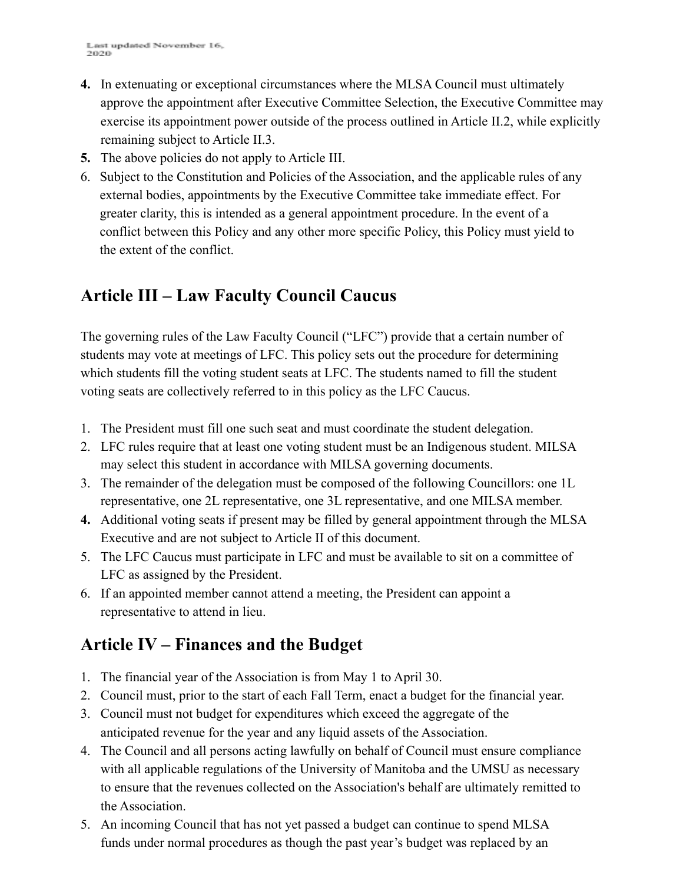4. In extenuating or exceptional circumstances where the MLSA Council must ultimately approve the appointment after Executive Committee Selection, the Executive Committee may exercise its appointment power outside of the process outlined in Article II.2, while explicitly remaining subject to Article II.3.
5. The above policies do not apply to Article III.
6. Subject to the Constitution and Policies of the Association, and the applicable rules of any external bodies, appointments by the Executive Committee take immediate effect. For greater clarity, this is intended as a general appointment procedure. In the event of a conflict between this Policy and any other more specific Policy, this Policy must yield to the extent of the conflict.

## Article III – Law Faculty Council Caucus

The governing rules of the Law Faculty Council ("LFC") provide that a certain number of students may vote at meetings of LFC. This policy sets out the procedure for determining which students fill the voting student seats at LFC. The students named to fill the student voting seats are collectively referred to in this policy as the LFC Caucus.

1. The President must fill one such seat and must coordinate the student delegation.
2. LFC rules require that at least one voting student must be an Indigenous student. MILSA may select this student in accordance with MILSA governing documents.
3. The remainder of the delegation must be composed of the following Councillors: one 1L representative, one 2L representative, one 3L representative, and one MILSA member.
4. Additional voting seats if present may be filled by general appointment through the MLSA Executive and are not subject to Article II of this document.
5. The LFC Caucus must participate in LFC and must be available to sit on a committee of LFC as assigned by the President.
6. If an appointed member cannot attend a meeting, the President can appoint a representative to attend in lieu.

## Article IV – Finances and the Budget

1. The financial year of the Association is from May 1 to April 30.
2. Council must, prior to the start of each Fall Term, enact a budget for the financial year.
3. Council must not budget for expenditures which exceed the aggregate of the anticipated revenue for the year and any liquid assets of the Association.
4. The Council and all persons acting lawfully on behalf of Council must ensure compliance with all applicable regulations of the University of Manitoba and the UMSU as necessary to ensure that the revenues collected on the Association's behalf are ultimately remitted to the Association.
5. An incoming Council that has not yet passed a budget can continue to spend MLSA funds under normal procedures as though the past year's budget was replaced by an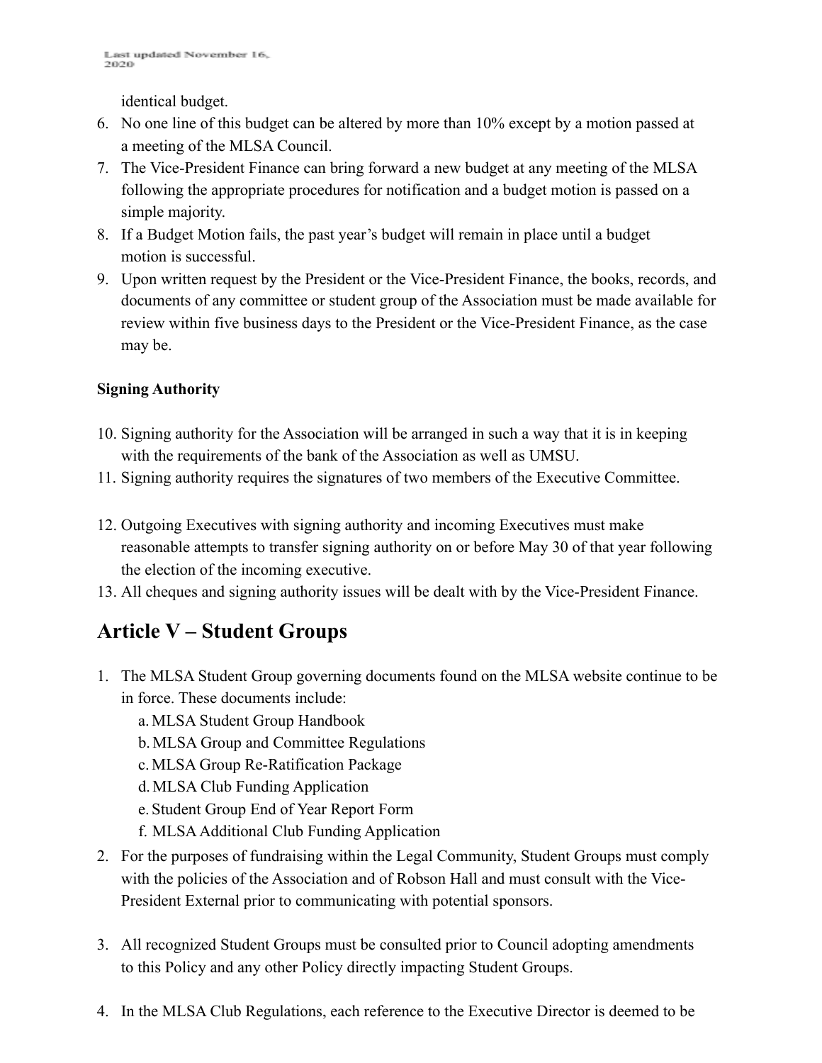identical budget.

6. No one line of this budget can be altered by more than 10% except by a motion passed at a meeting of the MLSA Council.
7. The Vice-President Finance can bring forward a new budget at any meeting of the MLSA following the appropriate procedures for notification and a budget motion is passed on a simple majority.
8. If a Budget Motion fails, the past year's budget will remain in place until a budget motion is successful.
9. Upon written request by the President or the Vice-President Finance, the books, records, and documents of any committee or student group of the Association must be made available for review within five business days to the President or the Vice-President Finance, as the case may be.

**Signing Authority**

10. Signing authority for the Association will be arranged in such a way that it is in keeping with the requirements of the bank of the Association as well as UMSU.
11. Signing authority requires the signatures of two members of the Executive Committee.
12. Outgoing Executives with signing authority and incoming Executives must make reasonable attempts to transfer signing authority on or before May 30 of that year following the election of the incoming executive.
13. All cheques and signing authority issues will be dealt with by the Vice-President Finance.

## Article V – Student Groups

1. The MLSA Student Group governing documents found on the MLSA website continue to be in force. These documents include:
    a. MLSA Student Group Handbook
    b. MLSA Group and Committee Regulations
    c. MLSA Group Re-Ratification Package
    d. MLSA Club Funding Application
    e. Student Group End of Year Report Form
    f. MLSA Additional Club Funding Application
2. For the purposes of fundraising within the Legal Community, Student Groups must comply with the policies of the Association and of Robson Hall and must consult with the Vice-President External prior to communicating with potential sponsors.
3. All recognized Student Groups must be consulted prior to Council adopting amendments to this Policy and any other Policy directly impacting Student Groups.
4. In the MLSA Club Regulations, each reference to the Executive Director is deemed to be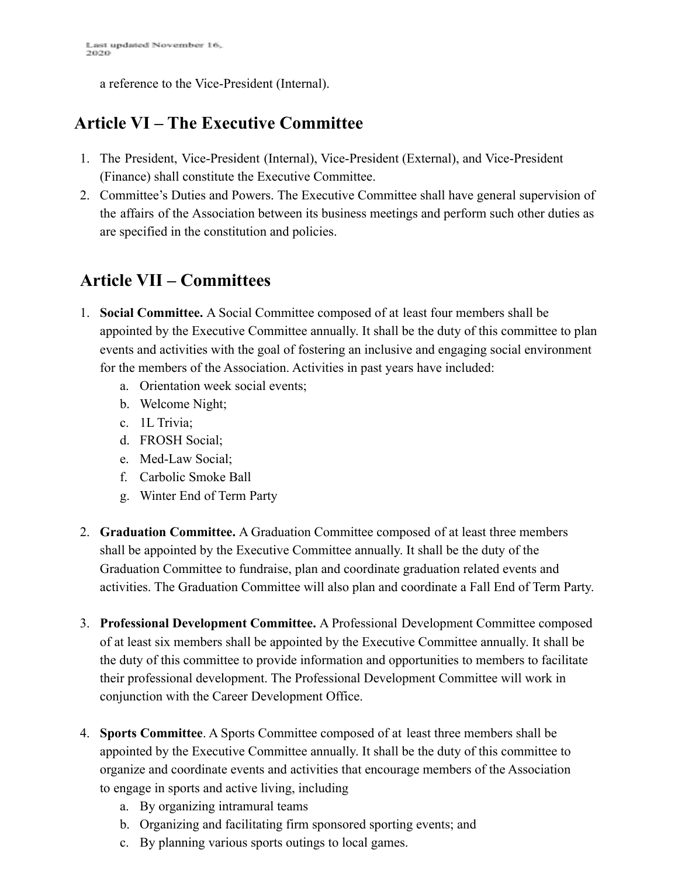a reference to the Vice-President (Internal).

## Article VI – The Executive Committee

1. The President, Vice-President (Internal), Vice-President (External), and Vice-President (Finance) shall constitute the Executive Committee.
2. Committee's Duties and Powers. The Executive Committee shall have general supervision of the affairs of the Association between its business meetings and perform such other duties as are specified in the constitution and policies.

## Article VII – Committees

1. **Social Committee.** A Social Committee composed of at least four members shall be appointed by the Executive Committee annually. It shall be the duty of this committee to plan events and activities with the goal of fostering an inclusive and engaging social environment for the members of the Association. Activities in past years have included:
   a. Orientation week social events;
   b. Welcome Night;
   c. 1L Trivia;
   d. FROSH Social;
   e. Med-Law Social;
   f. Carbolic Smoke Ball
   g. Winter End of Term Party

2. **Graduation Committee.** A Graduation Committee composed of at least three members shall be appointed by the Executive Committee annually. It shall be the duty of the Graduation Committee to fundraise, plan and coordinate graduation related events and activities. The Graduation Committee will also plan and coordinate a Fall End of Term Party.

3. **Professional Development Committee.** A Professional Development Committee composed of at least six members shall be appointed by the Executive Committee annually. It shall be the duty of this committee to provide information and opportunities to members to facilitate their professional development. The Professional Development Committee will work in conjunction with the Career Development Office.

4. **Sports Committee**. A Sports Committee composed of at least three members shall be appointed by the Executive Committee annually. It shall be the duty of this committee to organize and coordinate events and activities that encourage members of the Association to engage in sports and active living, including
   a. By organizing intramural teams
   b. Organizing and facilitating firm sponsored sporting events; and
   c. By planning various sports outings to local games.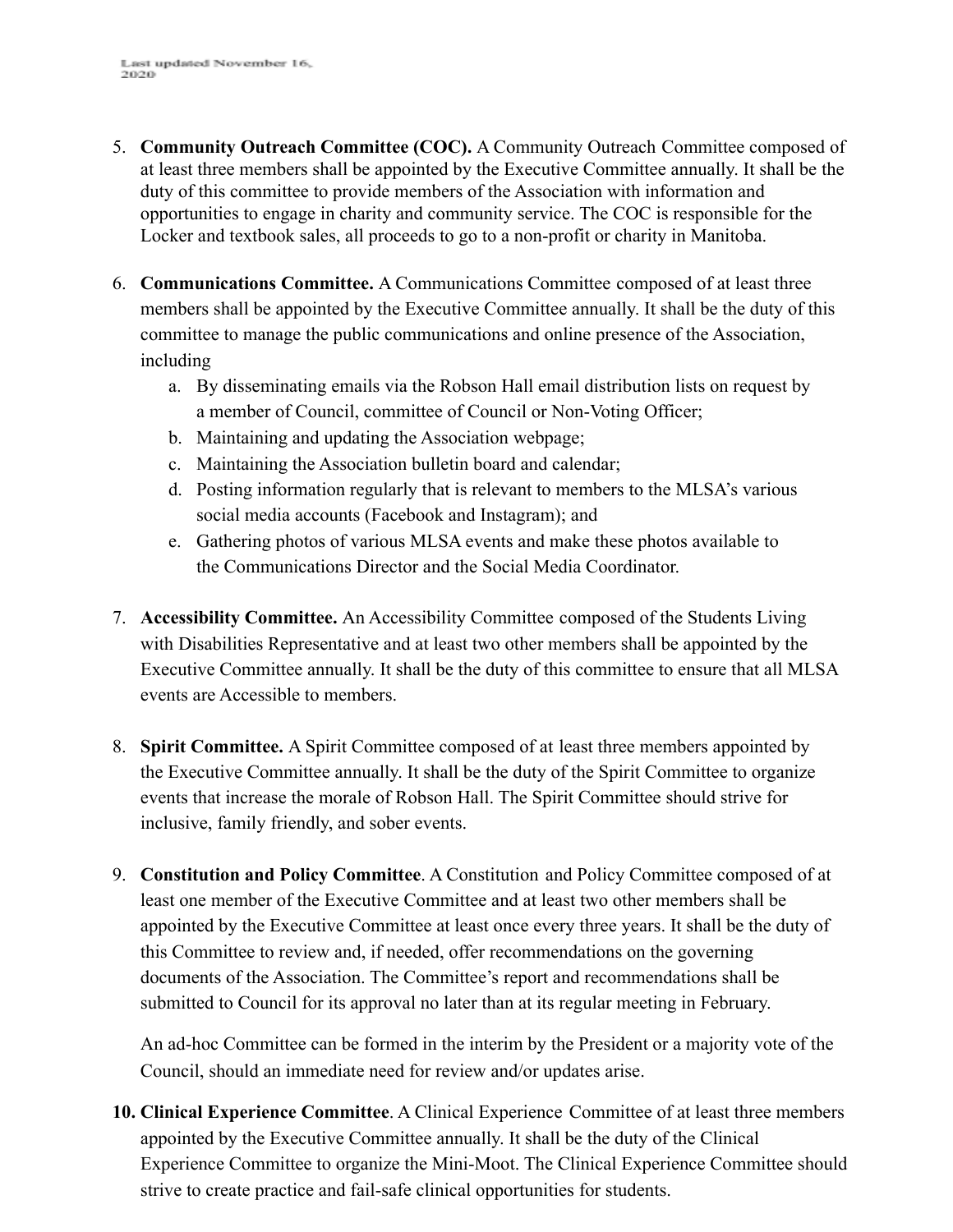5. **Community Outreach Committee (COC).** A Community Outreach Committee composed of at least three members shall be appointed by the Executive Committee annually. It shall be the duty of this committee to provide members of the Association with information and opportunities to engage in charity and community service. The COC is responsible for the Locker and textbook sales, all proceeds to go to a non-profit or charity in Manitoba.

6. **Communications Committee.** A Communications Committee composed of at least three members shall be appointed by the Executive Committee annually. It shall be the duty of this committee to manage the public communications and online presence of the Association, including
   a. By disseminating emails via the Robson Hall email distribution lists on request by a member of Council, committee of Council or Non-Voting Officer;
   b. Maintaining and updating the Association webpage;
   c. Maintaining the Association bulletin board and calendar;
   d. Posting information regularly that is relevant to members to the MLSA's various social media accounts (Facebook and Instagram); and
   e. Gathering photos of various MLSA events and make these photos available to the Communications Director and the Social Media Coordinator.

7. **Accessibility Committee.** An Accessibility Committee composed of the Students Living with Disabilities Representative and at least two other members shall be appointed by the Executive Committee annually. It shall be the duty of this committee to ensure that all MLSA events are Accessible to members.

8. **Spirit Committee.** A Spirit Committee composed of at least three members appointed by the Executive Committee annually. It shall be the duty of the Spirit Committee to organize events that increase the morale of Robson Hall. The Spirit Committee should strive for inclusive, family friendly, and sober events.

9. **Constitution and Policy Committee**. A Constitution and Policy Committee composed of at least one member of the Executive Committee and at least two other members shall be appointed by the Executive Committee at least once every three years. It shall be the duty of this Committee to review and, if needed, offer recommendations on the governing documents of the Association. The Committee's report and recommendations shall be submitted to Council for its approval no later than at its regular meeting in February.

   An ad-hoc Committee can be formed in the interim by the President or a majority vote of the Council, should an immediate need for review and/or updates arise.

10. **Clinical Experience Committee**. A Clinical Experience Committee of at least three members appointed by the Executive Committee annually. It shall be the duty of the Clinical Experience Committee to organize the Mini-Moot. The Clinical Experience Committee should strive to create practice and fail-safe clinical opportunities for students.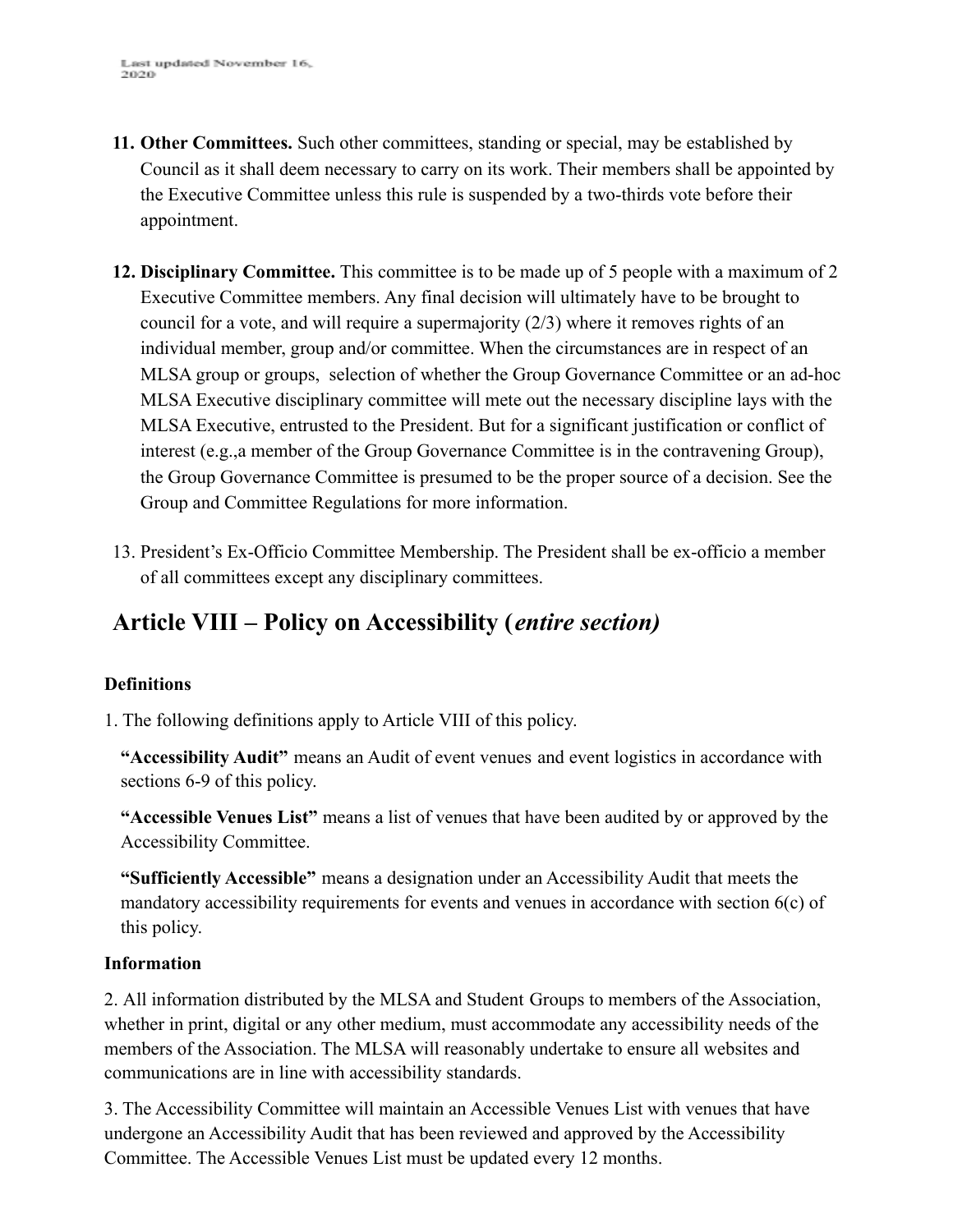11. **Other Committees.** Such other committees, standing or special, may be established by Council as it shall deem necessary to carry on its work. Their members shall be appointed by the Executive Committee unless this rule is suspended by a two-thirds vote before their appointment.

12. **Disciplinary Committee.** This committee is to be made up of 5 people with a maximum of 2 Executive Committee members. Any final decision will ultimately have to be brought to council for a vote, and will require a supermajority (2/3) where it removes rights of an individual member, group and/or committee. When the circumstances are in respect of an MLSA group or groups,  selection of whether the Group Governance Committee or an ad-hoc MLSA Executive disciplinary committee will mete out the necessary discipline lays with the MLSA Executive, entrusted to the President. But for a significant justification or conflict of interest (e.g.,a member of the Group Governance Committee is in the contravening Group), the Group Governance Committee is presumed to be the proper source of a decision. See the Group and Committee Regulations for more information.

13. President's Ex-Officio Committee Membership. The President shall be ex-officio a member of all committees except any disciplinary committees.

## Article VIII – Policy on Accessibility (*entire section)*

**Definitions**

1. The following definitions apply to Article VIII of this policy.

**"Accessibility Audit"** means an Audit of event venues and event logistics in accordance with sections 6-9 of this policy.

**"Accessible Venues List"** means a list of venues that have been audited by or approved by the Accessibility Committee.

**"Sufficiently Accessible"** means a designation under an Accessibility Audit that meets the mandatory accessibility requirements for events and venues in accordance with section 6(c) of this policy.

**Information**

2. All information distributed by the MLSA and Student Groups to members of the Association, whether in print, digital or any other medium, must accommodate any accessibility needs of the members of the Association. The MLSA will reasonably undertake to ensure all websites and communications are in line with accessibility standards.

3. The Accessibility Committee will maintain an Accessible Venues List with venues that have undergone an Accessibility Audit that has been reviewed and approved by the Accessibility Committee. The Accessible Venues List must be updated every 12 months.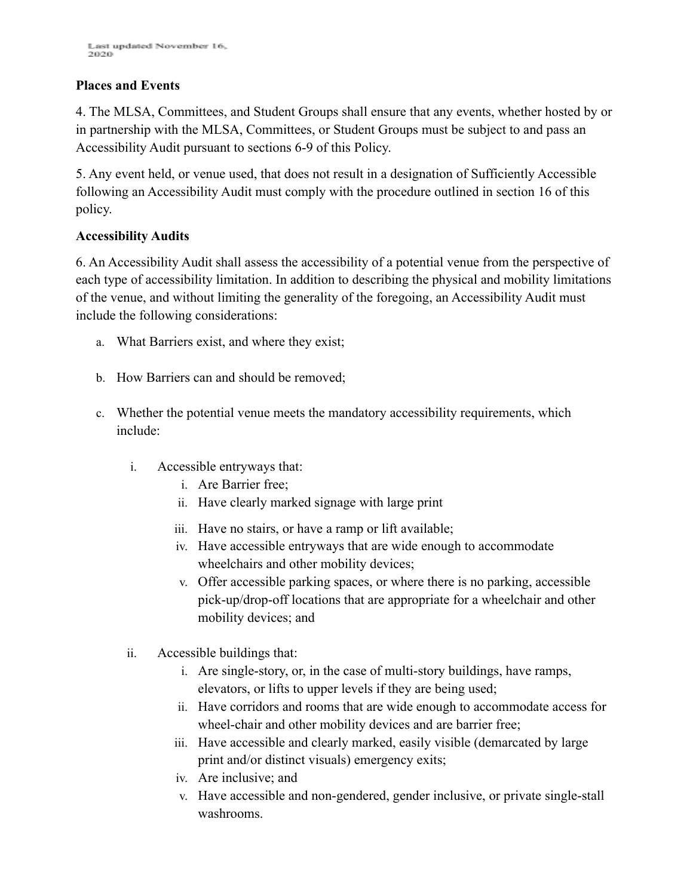**Places and Events**

4. The MLSA, Committees, and Student Groups shall ensure that any events, whether hosted by or in partnership with the MLSA, Committees, or Student Groups must be subject to and pass an Accessibility Audit pursuant to sections 6-9 of this Policy.

5. Any event held, or venue used, that does not result in a designation of Sufficiently Accessible following an Accessibility Audit must comply with the procedure outlined in section 16 of this policy.

**Accessibility Audits**

6. An Accessibility Audit shall assess the accessibility of a potential venue from the perspective of each type of accessibility limitation. In addition to describing the physical and mobility limitations of the venue, and without limiting the generality of the foregoing, an Accessibility Audit must include the following considerations:

a. What Barriers exist, and where they exist;

b. How Barriers can and should be removed;

c. Whether the potential venue meets the mandatory accessibility requirements, which include:

   i. Accessible entryways that:
      i. Are Barrier free;
      ii. Have clearly marked signage with large print
      iii. Have no stairs, or have a ramp or lift available;
      iv. Have accessible entryways that are wide enough to accommodate wheelchairs and other mobility devices;
      v. Offer accessible parking spaces, or where there is no parking, accessible pick-up/drop-off locations that are appropriate for a wheelchair and other mobility devices; and

   ii. Accessible buildings that:
      i. Are single-story, or, in the case of multi-story buildings, have ramps, elevators, or lifts to upper levels if they are being used;
      ii. Have corridors and rooms that are wide enough to accommodate access for wheel-chair and other mobility devices and are barrier free;
      iii. Have accessible and clearly marked, easily visible (demarcated by large print and/or distinct visuals) emergency exits;
      iv. Are inclusive; and
      v. Have accessible and non-gendered, gender inclusive, or private single-stall washrooms.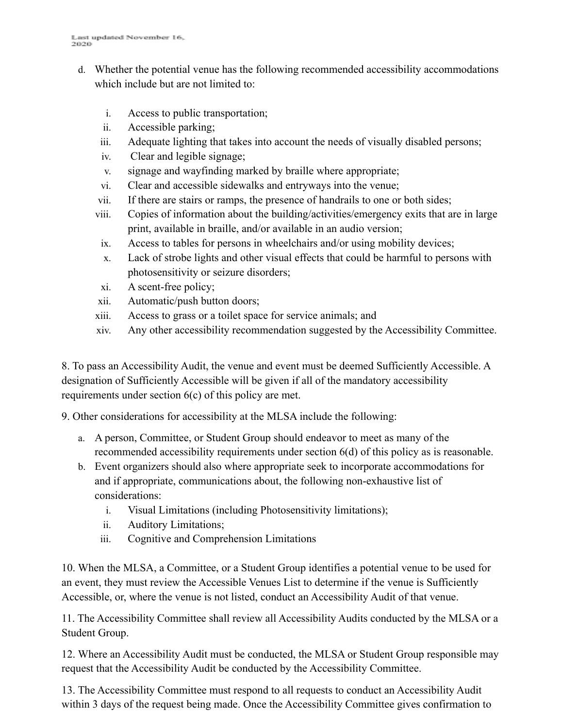d. Whether the potential venue has the following recommended accessibility accommodations which include but are not limited to:

   i. Access to public transportation;
   ii. Accessible parking;
   iii. Adequate lighting that takes into account the needs of visually disabled persons;
   iv. Clear and legible signage;
   v. signage and wayfinding marked by braille where appropriate;
   vi. Clear and accessible sidewalks and entryways into the venue;
   vii. If there are stairs or ramps, the presence of handrails to one or both sides;
   viii. Copies of information about the building/activities/emergency exits that are in large print, available in braille, and/or available in an audio version;
   ix. Access to tables for persons in wheelchairs and/or using mobility devices;
   x. Lack of strobe lights and other visual effects that could be harmful to persons with photosensitivity or seizure disorders;
   xi. A scent-free policy;
   xii. Automatic/push button doors;
   xiii. Access to grass or a toilet space for service animals; and
   xiv. Any other accessibility recommendation suggested by the Accessibility Committee.

8. To pass an Accessibility Audit, the venue and event must be deemed Sufficiently Accessible. A designation of Sufficiently Accessible will be given if all of the mandatory accessibility requirements under section 6(c) of this policy are met.

9. Other considerations for accessibility at the MLSA include the following:

a. A person, Committee, or Student Group should endeavor to meet as many of the recommended accessibility requirements under section 6(d) of this policy as is reasonable.

b. Event organizers should also where appropriate seek to incorporate accommodations for and if appropriate, communications about, the following non-exhaustive list of considerations:

   i. Visual Limitations (including Photosensitivity limitations);
   ii. Auditory Limitations;
   iii. Cognitive and Comprehension Limitations

10. When the MLSA, a Committee, or a Student Group identifies a potential venue to be used for an event, they must review the Accessible Venues List to determine if the venue is Sufficiently Accessible, or, where the venue is not listed, conduct an Accessibility Audit of that venue.

11. The Accessibility Committee shall review all Accessibility Audits conducted by the MLSA or a Student Group.

12. Where an Accessibility Audit must be conducted, the MLSA or Student Group responsible may request that the Accessibility Audit be conducted by the Accessibility Committee.

13. The Accessibility Committee must respond to all requests to conduct an Accessibility Audit within 3 days of the request being made. Once the Accessibility Committee gives confirmation to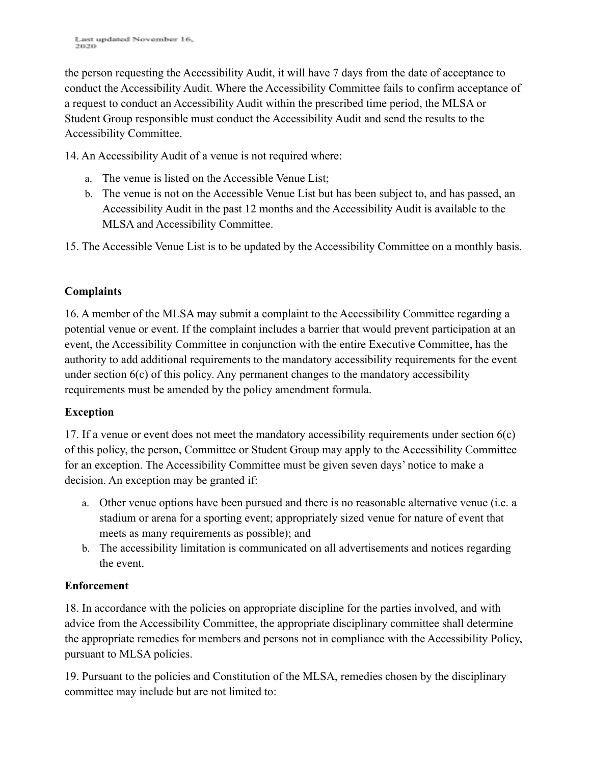the person requesting the Accessibility Audit, it will have 7 days from the date of acceptance to conduct the Accessibility Audit. Where the Accessibility Committee fails to confirm acceptance of a request to conduct an Accessibility Audit within the prescribed time period, the MLSA or Student Group responsible must conduct the Accessibility Audit and send the results to the Accessibility Committee.

14. An Accessibility Audit of a venue is not required where:

   a. The venue is listed on the Accessible Venue List;
   b. The venue is not on the Accessible Venue List but has been subject to, and has passed, an Accessibility Audit in the past 12 months and the Accessibility Audit is available to the MLSA and Accessibility Committee.

15. The Accessible Venue List is to be updated by the Accessibility Committee on a monthly basis.

**Complaints**

16. A member of the MLSA may submit a complaint to the Accessibility Committee regarding a potential venue or event. If the complaint includes a barrier that would prevent participation at an event, the Accessibility Committee in conjunction with the entire Executive Committee, has the authority to add additional requirements to the mandatory accessibility requirements for the event under section 6(c) of this policy. Any permanent changes to the mandatory accessibility requirements must be amended by the policy amendment formula.

**Exception**

17. If a venue or event does not meet the mandatory accessibility requirements under section 6(c) of this policy, the person, Committee or Student Group may apply to the Accessibility Committee for an exception. The Accessibility Committee must be given seven days' notice to make a decision. An exception may be granted if:

   a. Other venue options have been pursued and there is no reasonable alternative venue (i.e. a stadium or arena for a sporting event; appropriately sized venue for nature of event that meets as many requirements as possible); and
   b. The accessibility limitation is communicated on all advertisements and notices regarding the event.

**Enforcement**

18. In accordance with the policies on appropriate discipline for the parties involved, and with advice from the Accessibility Committee, the appropriate disciplinary committee shall determine the appropriate remedies for members and persons not in compliance with the Accessibility Policy, pursuant to MLSA policies.

19. Pursuant to the policies and Constitution of the MLSA, remedies chosen by the disciplinary committee may include but are not limited to: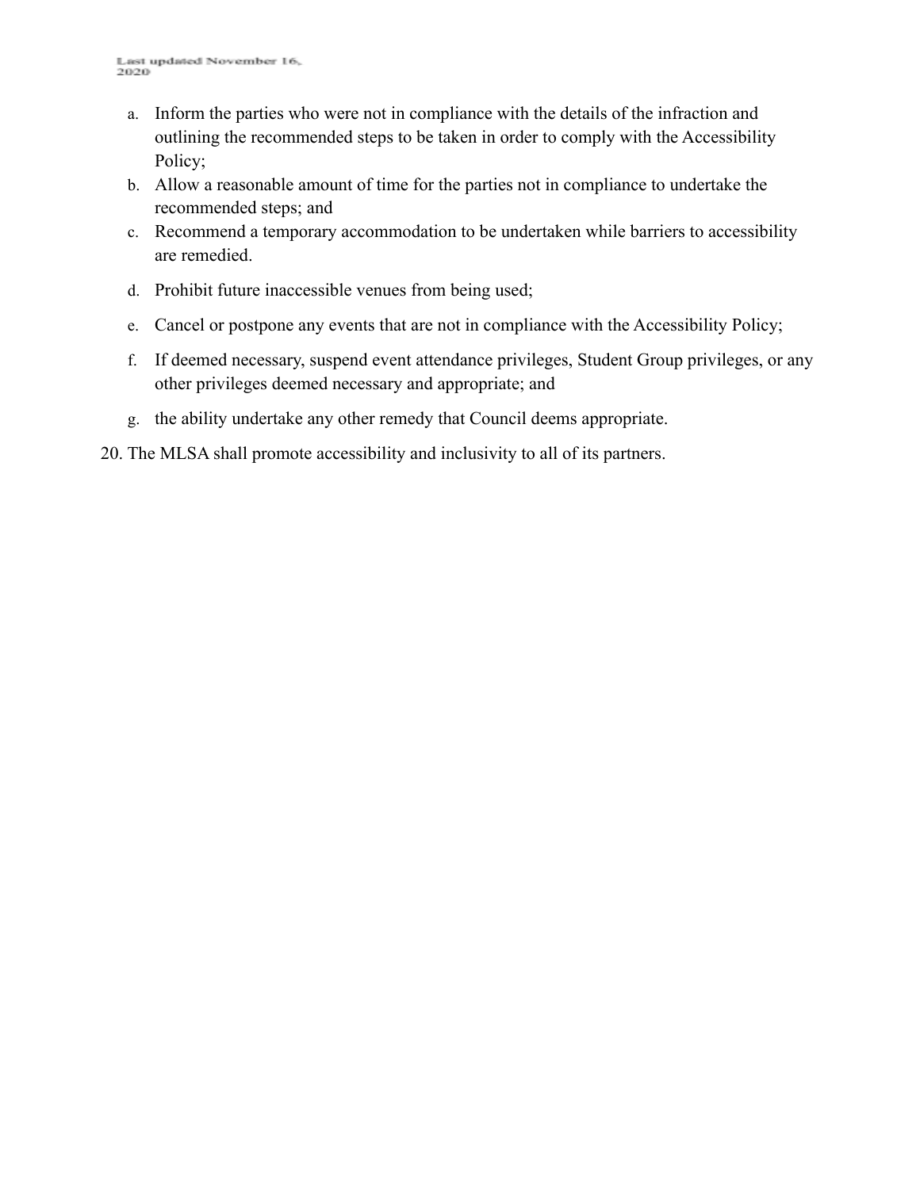a. Inform the parties who were not in compliance with the details of the infraction and outlining the recommended steps to be taken in order to comply with the Accessibility Policy;
b. Allow a reasonable amount of time for the parties not in compliance to undertake the recommended steps; and
c. Recommend a temporary accommodation to be undertaken while barriers to accessibility are remedied.
d. Prohibit future inaccessible venues from being used;
e. Cancel or postpone any events that are not in compliance with the Accessibility Policy;
f. If deemed necessary, suspend event attendance privileges, Student Group privileges, or any other privileges deemed necessary and appropriate; and
g. the ability undertake any other remedy that Council deems appropriate.

20. The MLSA shall promote accessibility and inclusivity to all of its partners.